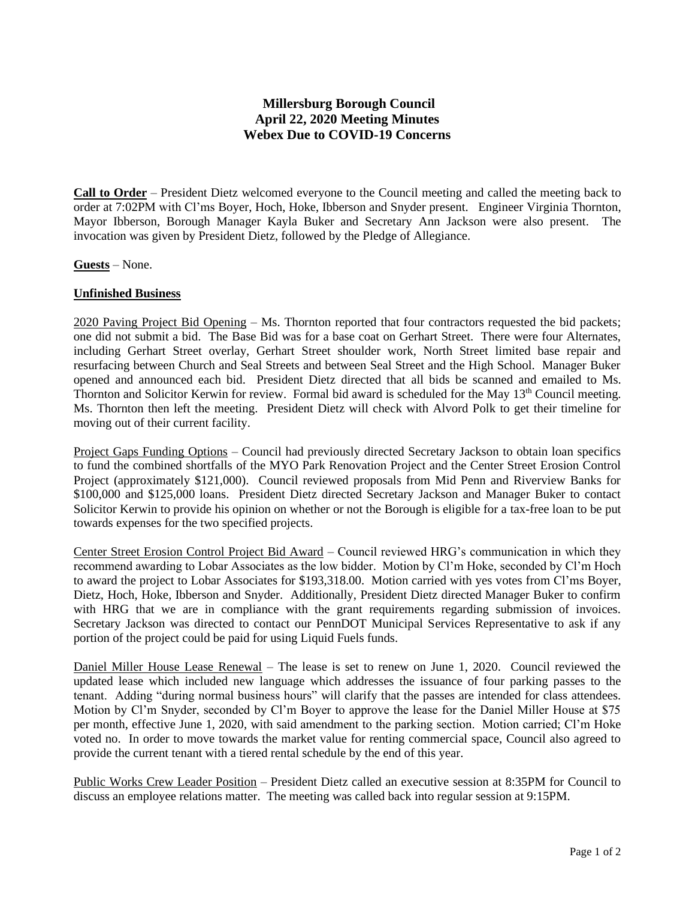# Millersburg Borough Council
## April 22, 2020 Meeting Minutes
## Webex Due to COVID-19 Concerns

**Call to Order** – President Dietz welcomed everyone to the Council meeting and called the meeting back to order at 7:02PM with Cl'ms Boyer, Hoch, Hoke, Ibberson and Snyder present. Engineer Virginia Thornton, Mayor Ibberson, Borough Manager Kayla Buker and Secretary Ann Jackson were also present. The invocation was given by President Dietz, followed by the Pledge of Allegiance.

**Guests** – None.

**Unfinished Business**

2020 Paving Project Bid Opening – Ms. Thornton reported that four contractors requested the bid packets; one did not submit a bid. The Base Bid was for a base coat on Gerhart Street. There were four Alternates, including Gerhart Street overlay, Gerhart Street shoulder work, North Street limited base repair and resurfacing between Church and Seal Streets and between Seal Street and the High School. Manager Buker opened and announced each bid. President Dietz directed that all bids be scanned and emailed to Ms. Thornton and Solicitor Kerwin for review. Formal bid award is scheduled for the May 13th Council meeting. Ms. Thornton then left the meeting. President Dietz will check with Alvord Polk to get their timeline for moving out of their current facility.

Project Gaps Funding Options – Council had previously directed Secretary Jackson to obtain loan specifics to fund the combined shortfalls of the MYO Park Renovation Project and the Center Street Erosion Control Project (approximately $121,000). Council reviewed proposals from Mid Penn and Riverview Banks for $100,000 and $125,000 loans. President Dietz directed Secretary Jackson and Manager Buker to contact Solicitor Kerwin to provide his opinion on whether or not the Borough is eligible for a tax-free loan to be put towards expenses for the two specified projects.

Center Street Erosion Control Project Bid Award – Council reviewed HRG's communication in which they recommend awarding to Lobar Associates as the low bidder. Motion by Cl'm Hoke, seconded by Cl'm Hoch to award the project to Lobar Associates for $193,318.00. Motion carried with yes votes from Cl'ms Boyer, Dietz, Hoch, Hoke, Ibberson and Snyder. Additionally, President Dietz directed Manager Buker to confirm with HRG that we are in compliance with the grant requirements regarding submission of invoices. Secretary Jackson was directed to contact our PennDOT Municipal Services Representative to ask if any portion of the project could be paid for using Liquid Fuels funds.

Daniel Miller House Lease Renewal – The lease is set to renew on June 1, 2020. Council reviewed the updated lease which included new language which addresses the issuance of four parking passes to the tenant. Adding "during normal business hours" will clarify that the passes are intended for class attendees. Motion by Cl'm Snyder, seconded by Cl'm Boyer to approve the lease for the Daniel Miller House at $75 per month, effective June 1, 2020, with said amendment to the parking section. Motion carried; Cl'm Hoke voted no. In order to move towards the market value for renting commercial space, Council also agreed to provide the current tenant with a tiered rental schedule by the end of this year.

Public Works Crew Leader Position – President Dietz called an executive session at 8:35PM for Council to discuss an employee relations matter. The meeting was called back into regular session at 9:15PM.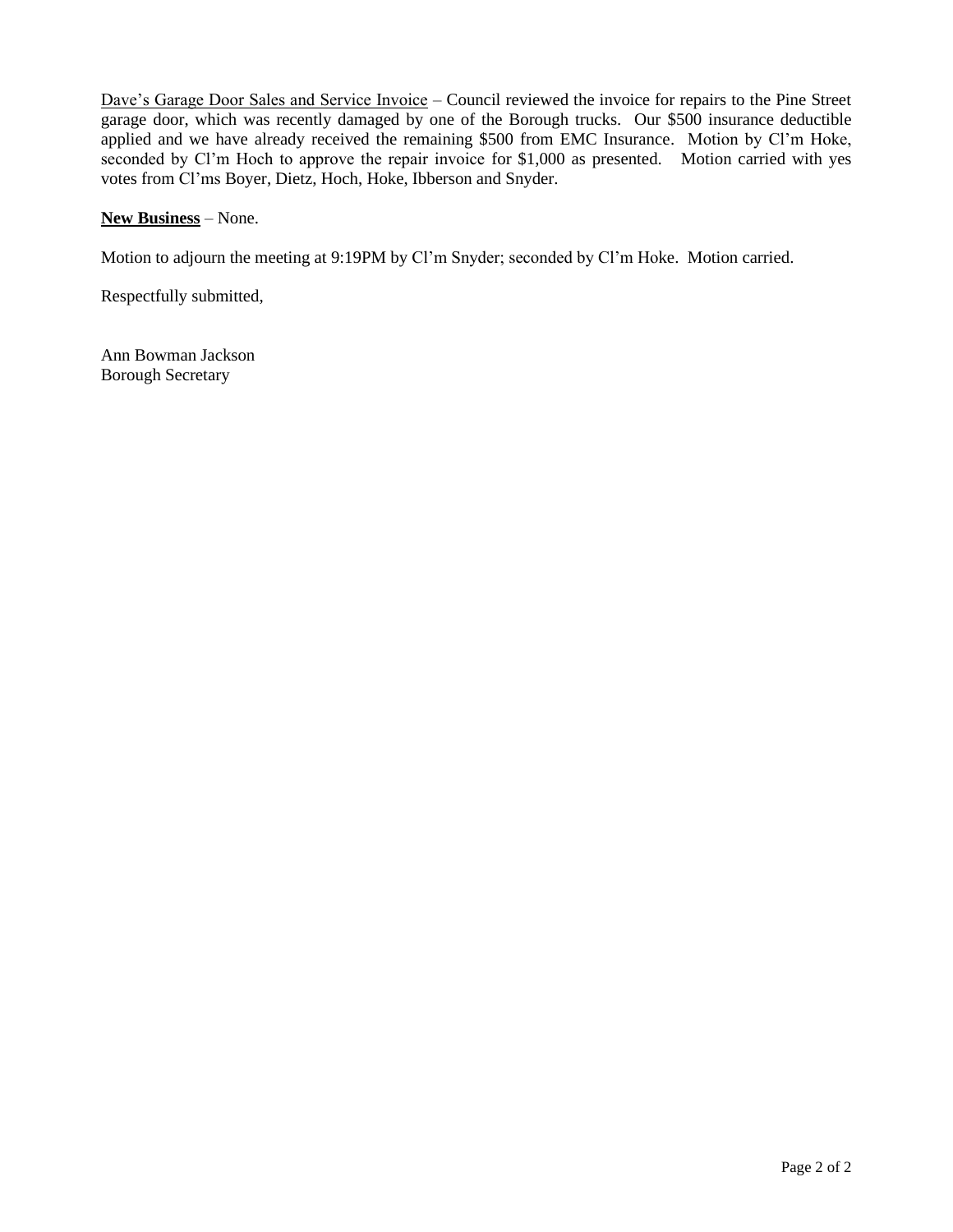<u>Dave's Garage Door Sales and Service Invoice</u> – Council reviewed the invoice for repairs to the Pine Street garage door, which was recently damaged by one of the Borough trucks. Our $500 insurance deductible applied and we have already received the remaining $500 from EMC Insurance. Motion by Cl'm Hoke, seconded by Cl'm Hoch to approve the repair invoice for $1,000 as presented. Motion carried with yes votes from Cl'ms Boyer, Dietz, Hoch, Hoke, Ibberson and Snyder.

**<u>New Business</u>** – None.

Motion to adjourn the meeting at 9:19PM by Cl'm Snyder; seconded by Cl'm Hoke. Motion carried.

Respectfully submitted,

Ann Bowman Jackson
Borough Secretary